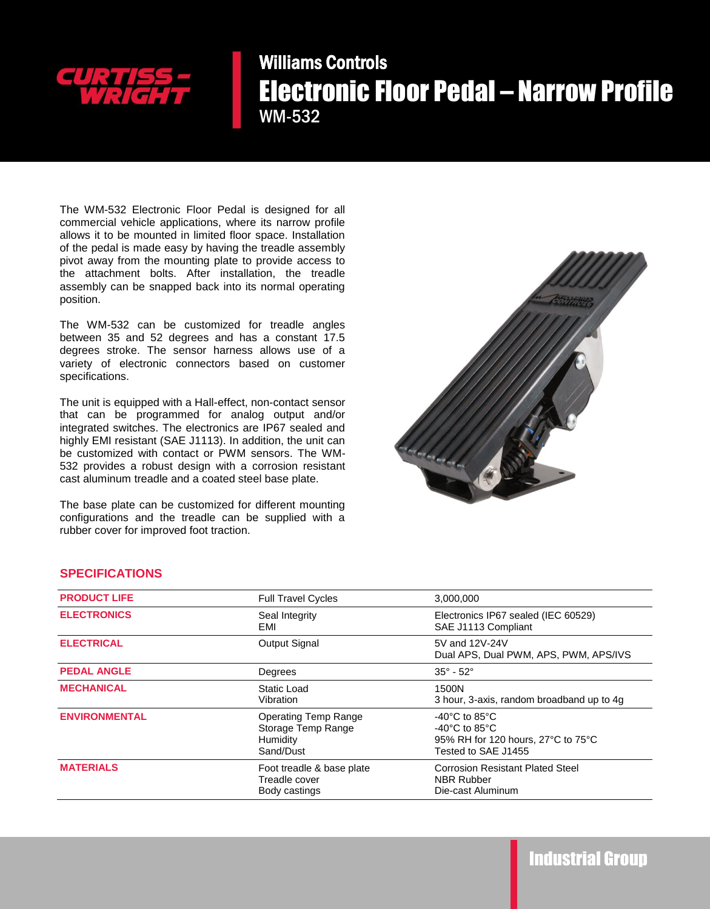Williams Controls

# Electronic Floor Pedal – Narrow Profile

WM-532

The WM-532 Electronic Floor Pedal is designed for all commercial vehicle applications, where its narrow profile allows it to be mounted in limited floor space. Installation of the pedal is made easy by having the treadle assembly pivot away from the mounting plate to provide access to the attachment bolts. After installation, the treadle assembly can be snapped back into its normal operating position.

The WM-532 can be customized for treadle angles between 35 and 52 degrees and has a constant 17.5 degrees stroke. The sensor harness allows use of a variety of electronic connectors based on customer specifications.

The unit is equipped with a Hall-effect, non-contact sensor that can be programmed for analog output and/or integrated switches. The electronics are IP67 sealed and highly EMI resistant (SAE J1113). In addition, the unit can be customized with contact or PWM sensors. The WM-532 provides a robust design with a corrosion resistant cast aluminum treadle and a coated steel base plate.

The base plate can be customized for different mounting configurations and the treadle can be supplied with a rubber cover for improved foot traction.

## SPECIFICATIONS

| | | |
|---|---|---|
| **PRODUCT LIFE** | Full Travel Cycles | 3,000,000 |
| **ELECTRONICS** | Seal Integrity<br>EMI | Electronics IP67 sealed (IEC 60529)<br>SAE J1113 Compliant |
| **ELECTRICAL** | Output Signal | 5V and 12V-24V<br>Dual APS, Dual PWM, APS, PWM, APS/IVS |
| **PEDAL ANGLE** | Degrees | 35° - 52° |
| **MECHANICAL** | Static Load<br>Vibration | 1500N<br>3 hour, 3-axis, random broadband up to 4g |
| **ENVIRONMENTAL** | Operating Temp Range<br>Storage Temp Range<br>Humidity<br>Sand/Dust | -40°C to 85°C<br>-40°C to 85°C<br>95% RH for 120 hours, 27°C to 75°C<br>Tested to SAE J1455 |
| **MATERIALS** | Foot treadle & base plate<br>Treadle cover<br>Body castings | Corrosion Resistant Plated Steel<br>NBR Rubber<br>Die-cast Aluminum |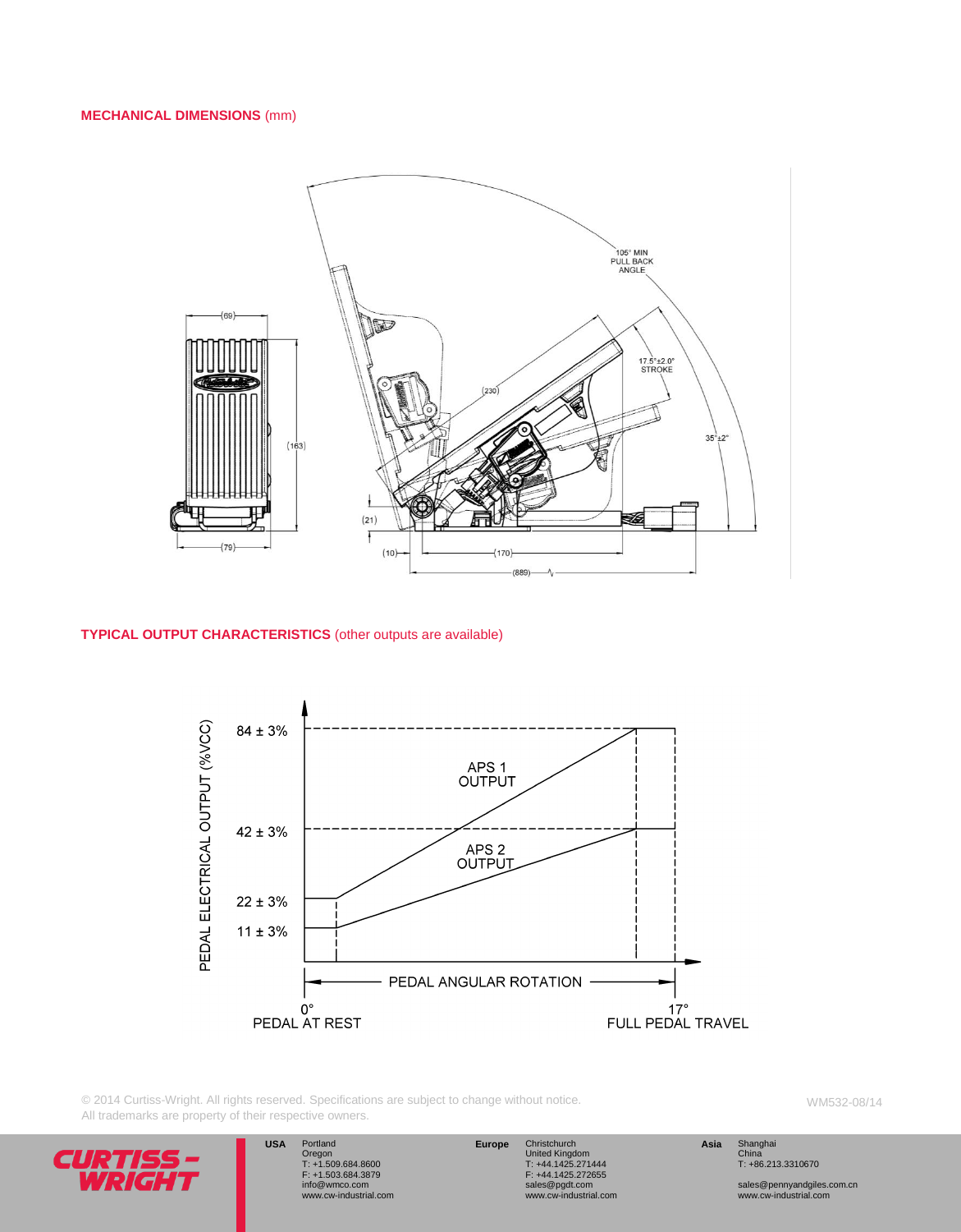**MECHANICAL DIMENSIONS** (mm)

(69)

(163)

(79)

105° MIN
PULL BACK
ANGLE

17.5°±2.0°
STROKE

(230)

35°±2°

(21)

(10)

(170)

(889)

**TYPICAL OUTPUT CHARACTERISTICS** (other outputs are available)

PEDAL ELECTRICAL OUTPUT (%VCC)

84 ± 3%

42 ± 3%

22 ± 3%

11 ± 3%

APS 1
OUTPUT

APS 2
OUTPUT

PEDAL ANGULAR ROTATION

0°
PEDAL AT REST

17°
FULL PEDAL TRAVEL

© 2014 Curtiss-Wright. All rights reserved. Specifications are subject to change without notice.
All trademarks are property of their respective owners.

WM532-08/14

CURTISS-WRIGHT

**USA**
Portland
Oregon
T: +1.509.684.8600
F: +1.503.684.3879
info@wmco.com
www.cw-industrial.com

**Europe**
Christchurch
United Kingdom
T: +44.1425.271444
F: +44.1425.272655
sales@pgdt.com
www.cw-industrial.com

**Asia**
Shanghai
China
T: +86.213.3310670

sales@pennyandgiles.com.cn
www.cw-industrial.com